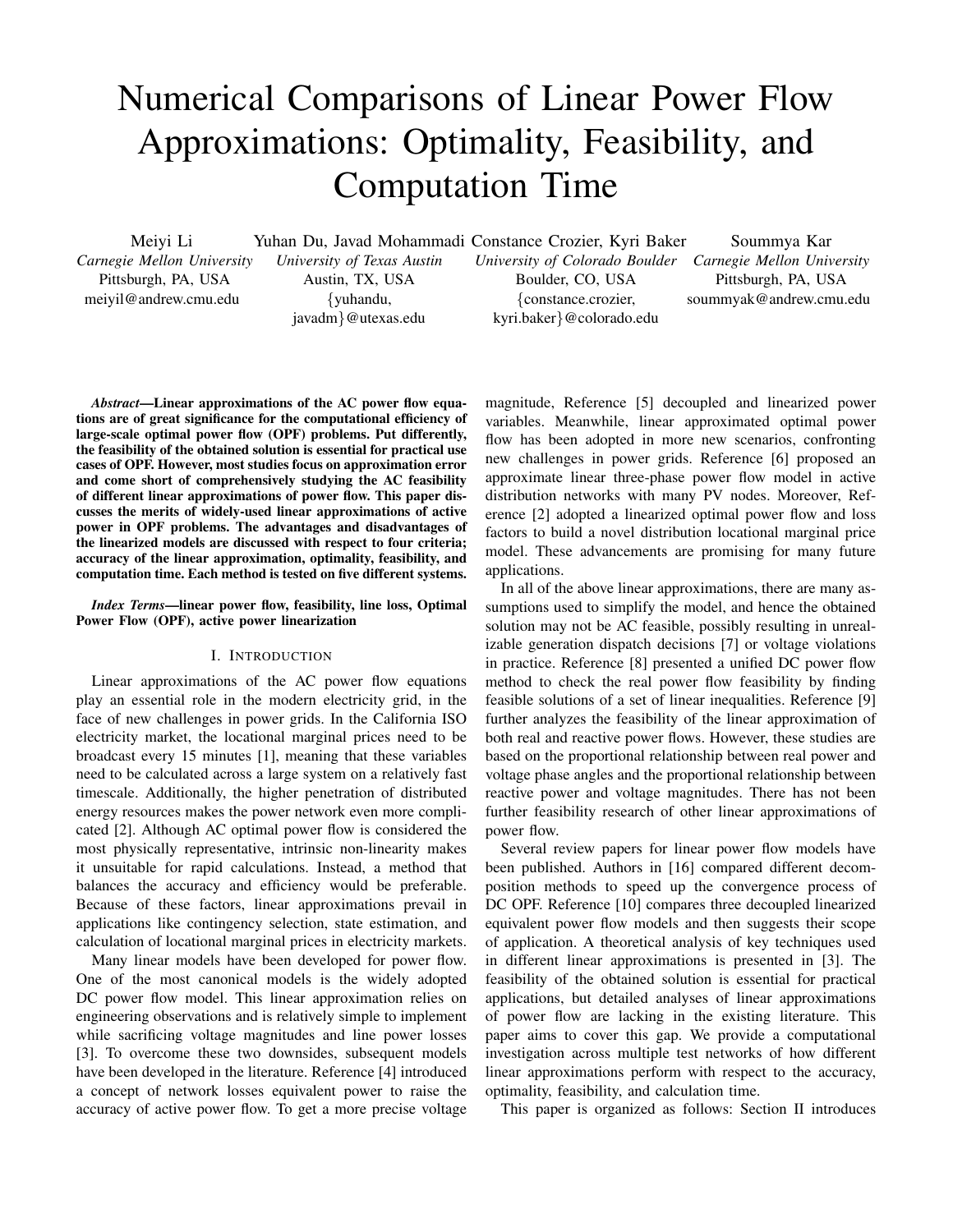# Numerical Comparisons of Linear Power Flow Approximations: Optimality, Feasibility, and Computation Time

Meiyi Li
*Carnegie Mellon University*
Pittsburgh, PA, USA
meiyil@andrew.cmu.edu

Yuhan Du, Javad Mohammadi
*University of Texas Austin*
Austin, TX, USA
{yuhandu, javadm}@utexas.edu

Constance Crozier, Kyri Baker
*University of Colorado Boulder*
Boulder, CO, USA
{constance.crozier, kyri.baker}@colorado.edu

Soummya Kar
*Carnegie Mellon University*
Pittsburgh, PA, USA
soummyak@andrew.cmu.edu

***Abstract*—Linear approximations of the AC power flow equations are of great significance for the computational efficiency of large-scale optimal power flow (OPF) problems. Put differently, the feasibility of the obtained solution is essential for practical use cases of OPF. However, most studies focus on approximation error and come short of comprehensively studying the AC feasibility of different linear approximations of power flow. This paper discusses the merits of widely-used linear approximations of active power in OPF problems. The advantages and disadvantages of the linearized models are discussed with respect to four criteria; accuracy of the linear approximation, optimality, feasibility, and computation time. Each method is tested on five different systems.**

***Index Terms*—linear power flow, feasibility, line loss, Optimal Power Flow (OPF), active power linearization**

## I. Introduction

Linear approximations of the AC power flow equations play an essential role in the modern electricity grid, in the face of new challenges in power grids. In the California ISO electricity market, the locational marginal prices need to be broadcast every 15 minutes [1], meaning that these variables need to be calculated across a large system on a relatively fast timescale. Additionally, the higher penetration of distributed energy resources makes the power network even more complicated [2]. Although AC optimal power flow is considered the most physically representative, intrinsic non-linearity makes it unsuitable for rapid calculations. Instead, a method that balances the accuracy and efficiency would be preferable. Because of these factors, linear approximations prevail in applications like contingency selection, state estimation, and calculation of locational marginal prices in electricity markets.

Many linear models have been developed for power flow. One of the most canonical models is the widely adopted DC power flow model. This linear approximation relies on engineering observations and is relatively simple to implement while sacrificing voltage magnitudes and line power losses [3]. To overcome these two downsides, subsequent models have been developed in the literature. Reference [4] introduced a concept of network losses equivalent power to raise the accuracy of active power flow. To get a more precise voltage magnitude, Reference [5] decoupled and linearized power variables. Meanwhile, linear approximated optimal power flow has been adopted in more new scenarios, confronting new challenges in power grids. Reference [6] proposed an approximate linear three-phase power flow model in active distribution networks with many PV nodes. Moreover, Reference [2] adopted a linearized optimal power flow and loss factors to build a novel distribution locational marginal price model. These advancements are promising for many future applications.

In all of the above linear approximations, there are many assumptions used to simplify the model, and hence the obtained solution may not be AC feasible, possibly resulting in unrealizable generation dispatch decisions [7] or voltage violations in practice. Reference [8] presented a unified DC power flow method to check the real power flow feasibility by finding feasible solutions of a set of linear inequalities. Reference [9] further analyzes the feasibility of the linear approximation of both real and reactive power flows. However, these studies are based on the proportional relationship between real power and voltage phase angles and the proportional relationship between reactive power and voltage magnitudes. There has not been further feasibility research of other linear approximations of power flow.

Several review papers for linear power flow models have been published. Authors in [16] compared different decomposition methods to speed up the convergence process of DC OPF. Reference [10] compares three decoupled linearized equivalent power flow models and then suggests their scope of application. A theoretical analysis of key techniques used in different linear approximations is presented in [3]. The feasibility of the obtained solution is essential for practical applications, but detailed analyses of linear approximations of power flow are lacking in the existing literature. This paper aims to cover this gap. We provide a computational investigation across multiple test networks of how different linear approximations perform with respect to the accuracy, optimality, feasibility, and calculation time.

This paper is organized as follows: Section II introduces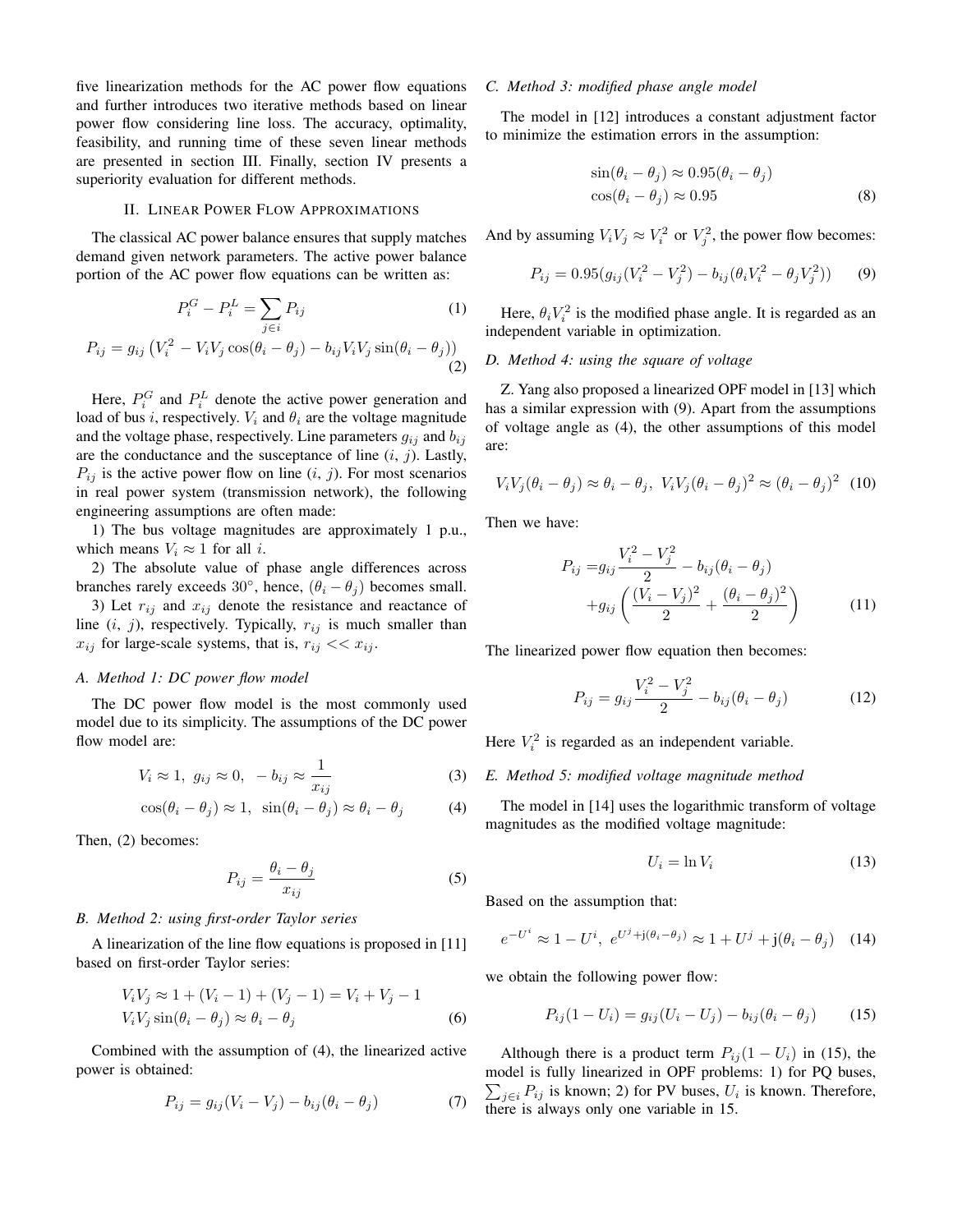five linearization methods for the AC power flow equations and further introduces two iterative methods based on linear power flow considering line loss. The accuracy, optimality, feasibility, and running time of these seven linear methods are presented in section III. Finally, section IV presents a superiority evaluation for different methods.

## II. Linear Power Flow Approximations

The classical AC power balance ensures that supply matches demand given network parameters. The active power balance portion of the AC power flow equations can be written as:

$$P_i^G - P_i^L = \sum_{j \in i} P_{ij} \tag{1}$$

$$P_{ij} = g_{ij}\left(V_i^2 - V_i V_j \cos(\theta_i - \theta_j) - b_{ij} V_i V_j \sin(\theta_i - \theta_j)\right) \tag{2}$$

Here, $P_i^G$ and $P_i^L$ denote the active power generation and load of bus $i$, respectively. $V_i$ and $\theta_i$ are the voltage magnitude and the voltage phase, respectively. Line parameters $g_{ij}$ and $b_{ij}$ are the conductance and the susceptance of line $(i, j)$. Lastly, $P_{ij}$ is the active power flow on line $(i, j)$. For most scenarios in real power system (transmission network), the following engineering assumptions are often made:

1) The bus voltage magnitudes are approximately 1 p.u., which means $V_i \approx 1$ for all $i$.

2) The absolute value of phase angle differences across branches rarely exceeds 30°, hence, $(\theta_i - \theta_j)$ becomes small.

3) Let $r_{ij}$ and $x_{ij}$ denote the resistance and reactance of line $(i, j)$, respectively. Typically, $r_{ij}$ is much smaller than $x_{ij}$ for large-scale systems, that is, $r_{ij} << x_{ij}$.

### A. Method 1: DC power flow model

The DC power flow model is the most commonly used model due to its simplicity. The assumptions of the DC power flow model are:

$$V_i \approx 1,\ g_{ij} \approx 0,\ -b_{ij} \approx \frac{1}{x_{ij}} \tag{3}$$

$$\cos(\theta_i - \theta_j) \approx 1,\ \sin(\theta_i - \theta_j) \approx \theta_i - \theta_j \tag{4}$$

Then, (2) becomes:

$$P_{ij} = \frac{\theta_i - \theta_j}{x_{ij}} \tag{5}$$

### B. Method 2: using first-order Taylor series

A linearization of the line flow equations is proposed in [11] based on first-order Taylor series:

$$\begin{aligned} V_i V_j &\approx 1 + (V_i - 1) + (V_j - 1) = V_i + V_j - 1 \\ V_i V_j \sin(\theta_i - \theta_j) &\approx \theta_i - \theta_j \end{aligned} \tag{6}$$

Combined with the assumption of (4), the linearized active power is obtained:

$$P_{ij} = g_{ij}(V_i - V_j) - b_{ij}(\theta_i - \theta_j) \tag{7}$$

### C. Method 3: modified phase angle model

The model in [12] introduces a constant adjustment factor to minimize the estimation errors in the assumption:

$$\begin{aligned} \sin(\theta_i - \theta_j) &\approx 0.95(\theta_i - \theta_j) \\ \cos(\theta_i - \theta_j) &\approx 0.95 \end{aligned} \tag{8}$$

And by assuming $V_i V_j \approx V_i^2$ or $V_j^2$, the power flow becomes:

$$P_{ij} = 0.95(g_{ij}(V_i^2 - V_j^2) - b_{ij}(\theta_i V_i^2 - \theta_j V_j^2)) \tag{9}$$

Here, $\theta_i V_i^2$ is the modified phase angle. It is regarded as an independent variable in optimization.

### D. Method 4: using the square of voltage

Z. Yang also proposed a linearized OPF model in [13] which has a similar expression with (9). Apart from the assumptions of voltage angle as (4), the other assumptions of this model are:

$$V_i V_j (\theta_i - \theta_j) \approx \theta_i - \theta_j,\ V_i V_j (\theta_i - \theta_j)^2 \approx (\theta_i - \theta_j)^2 \tag{10}$$

Then we have:

$$\begin{aligned} P_{ij} =& g_{ij}\frac{V_i^2 - V_j^2}{2} - b_{ij}(\theta_i - \theta_j) \\ &+ g_{ij}\left(\frac{(V_i - V_j)^2}{2} + \frac{(\theta_i - \theta_j)^2}{2}\right) \end{aligned} \tag{11}$$

The linearized power flow equation then becomes:

$$P_{ij} = g_{ij}\frac{V_i^2 - V_j^2}{2} - b_{ij}(\theta_i - \theta_j) \tag{12}$$

Here $V_i^2$ is regarded as an independent variable.

### E. Method 5: modified voltage magnitude method

The model in [14] uses the logarithmic transform of voltage magnitudes as the modified voltage magnitude:

$$U_i = \ln V_i \tag{13}$$

Based on the assumption that:

$$e^{-U^i} \approx 1 - U^i,\ e^{U^j + \mathrm{j}(\theta_i - \theta_j)} \approx 1 + U^j + \mathrm{j}(\theta_i - \theta_j) \tag{14}$$

we obtain the following power flow:

$$P_{ij}(1 - U_i) = g_{ij}(U_i - U_j) - b_{ij}(\theta_i - \theta_j) \tag{15}$$

Although there is a product term $P_{ij}(1 - U_i)$ in (15), the model is fully linearized in OPF problems: 1) for PQ buses, $\sum_{j \in i} P_{ij}$ is known; 2) for PV buses, $U_i$ is known. Therefore, there is always only one variable in 15.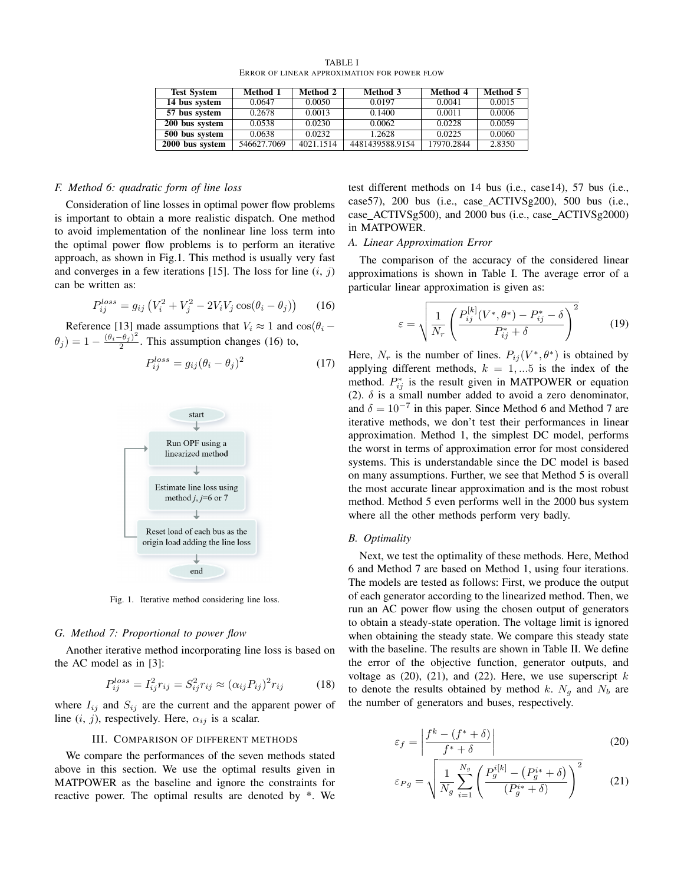TABLE I
ERROR OF LINEAR APPROXIMATION FOR POWER FLOW

| Test System | Method 1 | Method 2 | Method 3 | Method 4 | Method 5 |
|---|---|---|---|---|---|
| **14 bus system** | 0.0647 | 0.0050 | 0.0197 | 0.0041 | 0.0015 |
| **57 bus system** | 0.2678 | 0.0013 | 0.1400 | 0.0011 | 0.0006 |
| **200 bus system** | 0.0538 | 0.0230 | 0.0062 | 0.0228 | 0.0059 |
| **500 bus system** | 0.0638 | 0.0232 | 1.2628 | 0.0225 | 0.0060 |
| **2000 bus system** | 546627.7069 | 4021.1514 | 4481439588.9154 | 17970.2844 | 2.8350 |

### F. Method 6: quadratic form of line loss

Consideration of line losses in optimal power flow problems is important to obtain a more realistic dispatch. One method to avoid implementation of the nonlinear line loss term into the optimal power flow problems is to perform an iterative approach, as shown in Fig.1. This method is usually very fast and converges in a few iterations [15]. The loss for line ($i$, $j$) can be written as:

$$P_{ij}^{loss} = g_{ij}\left(V_i^2 + V_j^2 - 2V_iV_j\cos(\theta_i - \theta_j)\right) \tag{16}$$

Reference [13] made assumptions that $V_i \approx 1$ and $\cos(\theta_i - \theta_j) = 1 - \frac{(\theta_i-\theta_j)^2}{2}$. This assumption changes (16) to,

$$P_{ij}^{loss} = g_{ij}(\theta_i - \theta_j)^2 \tag{17}$$

Fig. 1. Iterative method considering line loss.

### G. Method 7: Proportional to power flow

Another iterative method incorporating line loss is based on the AC model as in [3]:

$$P_{ij}^{loss} = I_{ij}^2 r_{ij} = S_{ij}^2 r_{ij} \approx (\alpha_{ij}P_{ij})^2 r_{ij} \tag{18}$$

where $I_{ij}$ and $S_{ij}$ are the current and the apparent power of line ($i$, $j$), respectively. Here, $\alpha_{ij}$ is a scalar.

## III. COMPARISON OF DIFFERENT METHODS

We compare the performances of the seven methods stated above in this section. We use the optimal results given in MATPOWER as the baseline and ignore the constraints for reactive power. The optimal results are denoted by *. We test different methods on 14 bus (i.e., case14), 57 bus (i.e., case57), 200 bus (i.e., case_ACTIVSg200), 500 bus (i.e., case_ACTIVSg500), and 2000 bus (i.e., case_ACTIVSg2000) in MATPOWER.

### A. Linear Approximation Error

The comparison of the accuracy of the considered linear approximations is shown in Table I. The average error of a particular linear approximation is given as:

$$\varepsilon = \sqrt{\frac{1}{N_r}\left(\frac{P_{ij}^{[k]}(V^*,\theta^*) - P_{ij}^* - \delta}{P_{ij}^* + \delta}\right)^2} \tag{19}$$

Here, $N_r$ is the number of lines. $P_{ij}(V^*,\theta^*)$ is obtained by applying different methods, $k = 1, ...5$ is the index of the method. $P_{ij}^*$ is the result given in MATPOWER or equation (2). $\delta$ is a small number added to avoid a zero denominator, and $\delta = 10^{-7}$ in this paper. Since Method 6 and Method 7 are iterative methods, we don't test their performances in linear approximation. Method 1, the simplest DC model, performs the worst in terms of approximation error for most considered systems. This is understandable since the DC model is based on many assumptions. Further, we see that Method 5 is overall the most accurate linear approximation and is the most robust method. Method 5 even performs well in the 2000 bus system where all the other methods perform very badly.

### B. Optimality

Next, we test the optimality of these methods. Here, Method 6 and Method 7 are based on Method 1, using four iterations. The models are tested as follows: First, we produce the output of each generator according to the linearized method. Then, we run an AC power flow using the chosen output of generators to obtain a steady-state operation. The voltage limit is ignored when obtaining the steady state. We compare this steady state with the baseline. The results are shown in Table II. We define the error of the objective function, generator outputs, and voltage as (20), (21), and (22). Here, we use superscript $k$ to denote the results obtained by method $k$. $N_g$ and $N_b$ are the number of generators and buses, respectively.

$$\varepsilon_f = \left|\frac{f^k - (f^* + \delta)}{f^* + \delta}\right| \tag{20}$$

$$\varepsilon_{Pg} = \sqrt{\frac{1}{N_g}\sum_{i=1}^{N_g}\left(\frac{P_g^{i[k]} - \left(P_g^{i*} + \delta\right)}{\left(P_g^{i*} + \delta\right)}\right)^2} \tag{21}$$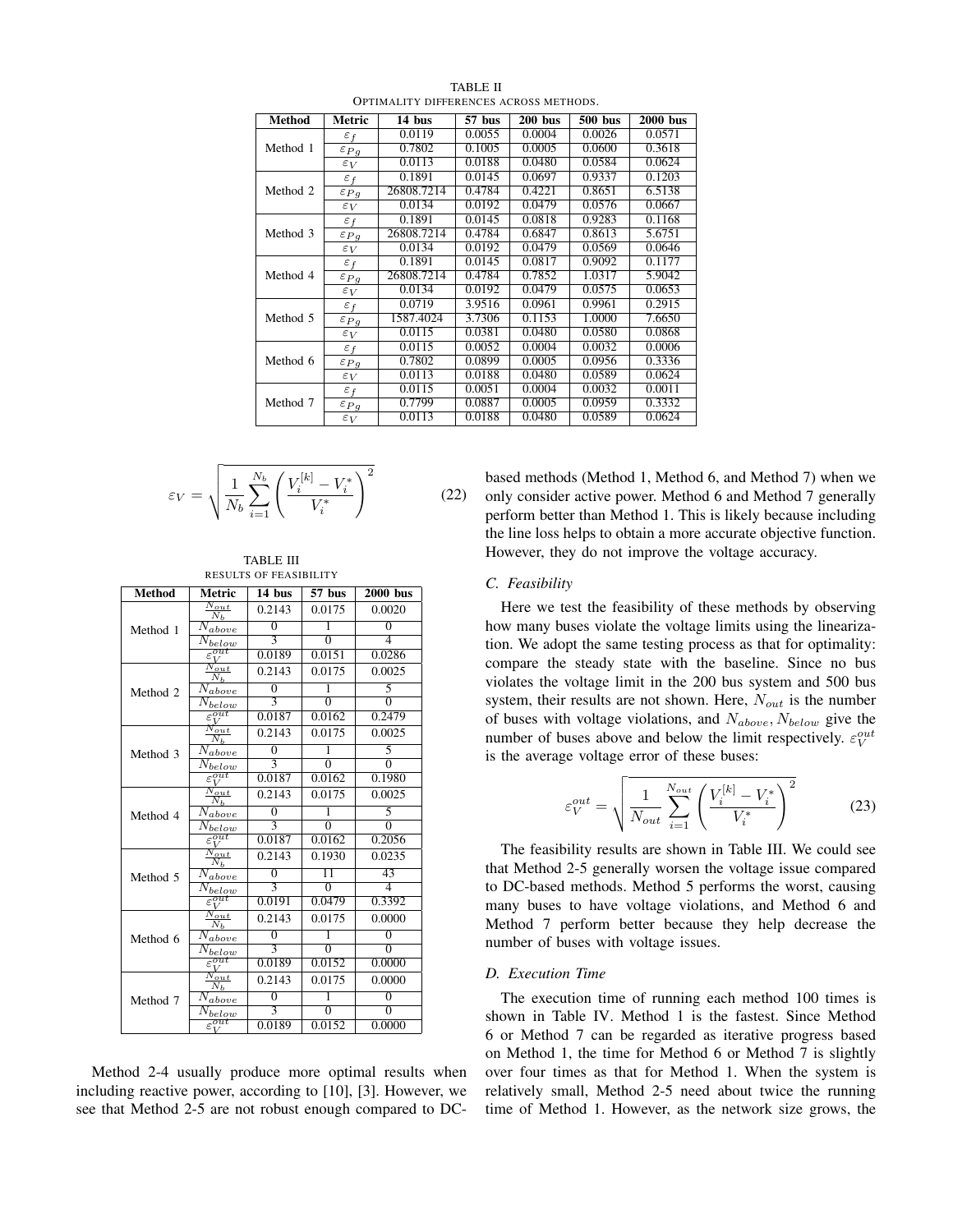TABLE II
OPTIMALITY DIFFERENCES ACROSS METHODS.

| Method | Metric | 14 bus | 57 bus | 200 bus | 500 bus | 2000 bus |
|---|---|---|---|---|---|---|
| Method 1 | $\varepsilon_f$ | 0.0119 | 0.0055 | 0.0004 | 0.0026 | 0.0571 |
| | $\varepsilon_{Pg}$ | 0.7802 | 0.1005 | 0.0005 | 0.0600 | 0.3618 |
| | $\varepsilon_V$ | 0.0113 | 0.0188 | 0.0480 | 0.0584 | 0.0624 |
| Method 2 | $\varepsilon_f$ | 0.1891 | 0.0145 | 0.0697 | 0.9337 | 0.1203 |
| | $\varepsilon_{Pg}$ | 26808.7214 | 0.4784 | 0.4221 | 0.8651 | 6.5138 |
| | $\varepsilon_V$ | 0.0134 | 0.0192 | 0.0479 | 0.0576 | 0.0667 |
| Method 3 | $\varepsilon_f$ | 0.1891 | 0.0145 | 0.0818 | 0.9283 | 0.1168 |
| | $\varepsilon_{Pg}$ | 26808.7214 | 0.4784 | 0.6847 | 0.8613 | 5.6751 |
| | $\varepsilon_V$ | 0.0134 | 0.0192 | 0.0479 | 0.0569 | 0.0646 |
| Method 4 | $\varepsilon_f$ | 0.1891 | 0.0145 | 0.0817 | 0.9092 | 0.1177 |
| | $\varepsilon_{Pg}$ | 26808.7214 | 0.4784 | 0.7852 | 1.0317 | 5.9042 |
| | $\varepsilon_V$ | 0.0134 | 0.0192 | 0.0479 | 0.0575 | 0.0653 |
| Method 5 | $\varepsilon_f$ | 0.0719 | 3.9516 | 0.0961 | 0.9961 | 0.2915 |
| | $\varepsilon_{Pg}$ | 1587.4024 | 3.7306 | 0.1153 | 1.0000 | 7.6650 |
| | $\varepsilon_V$ | 0.0115 | 0.0381 | 0.0480 | 0.0580 | 0.0868 |
| Method 6 | $\varepsilon_f$ | 0.0115 | 0.0052 | 0.0004 | 0.0032 | 0.0006 |
| | $\varepsilon_{Pg}$ | 0.7802 | 0.0899 | 0.0005 | 0.0956 | 0.3336 |
| | $\varepsilon_V$ | 0.0113 | 0.0188 | 0.0480 | 0.0589 | 0.0624 |
| Method 7 | $\varepsilon_f$ | 0.0115 | 0.0051 | 0.0004 | 0.0032 | 0.0011 |
| | $\varepsilon_{Pg}$ | 0.7799 | 0.0887 | 0.0005 | 0.0959 | 0.3332 |
| | $\varepsilon_V$ | 0.0113 | 0.0188 | 0.0480 | 0.0589 | 0.0624 |

$$\varepsilon_V = \sqrt{\frac{1}{N_b}\sum_{i=1}^{N_b}\left(\frac{V_i^{[k]} - V_i^*}{V_i^*}\right)^2} \tag{22}$$

TABLE III
RESULTS OF FEASIBILITY

| Method | Metric | 14 bus | 57 bus | 2000 bus |
|---|---|---|---|---|
| Method 1 | $\frac{N_{out}}{N_b}$ | 0.2143 | 0.0175 | 0.0020 |
| | $N_{above}$ | 0 | 1 | 0 |
| | $N_{below}$ | 3 | 0 | 4 |
| | $\varepsilon_V^{out}$ | 0.0189 | 0.0151 | 0.0286 |
| Method 2 | $\frac{N_{out}}{N_b}$ | 0.2143 | 0.0175 | 0.0025 |
| | $N_{above}$ | 0 | 1 | 5 |
| | $N_{below}$ | 3 | 0 | 0 |
| | $\varepsilon_V^{out}$ | 0.0187 | 0.0162 | 0.2479 |
| Method 3 | $\frac{N_{out}}{N_b}$ | 0.2143 | 0.0175 | 0.0025 |
| | $N_{above}$ | 0 | 1 | 5 |
| | $N_{below}$ | 3 | 0 | 0 |
| | $\varepsilon_V^{out}$ | 0.0187 | 0.0162 | 0.1980 |
| Method 4 | $\frac{N_{out}}{N_b}$ | 0.2143 | 0.0175 | 0.0025 |
| | $N_{above}$ | 0 | 1 | 5 |
| | $N_{below}$ | 3 | 0 | 0 |
| | $\varepsilon_V^{out}$ | 0.0187 | 0.0162 | 0.2056 |
| Method 5 | $\frac{N_{out}}{N_b}$ | 0.2143 | 0.1930 | 0.0235 |
| | $N_{above}$ | 0 | 11 | 43 |
| | $N_{below}$ | 3 | 0 | 4 |
| | $\varepsilon_V^{out}$ | 0.0191 | 0.0479 | 0.3392 |
| Method 6 | $\frac{N_{out}}{N_b}$ | 0.2143 | 0.0175 | 0.0000 |
| | $N_{above}$ | 0 | 1 | 0 |
| | $N_{below}$ | 3 | 0 | 0 |
| | $\varepsilon_V^{out}$ | 0.0189 | 0.0152 | 0.0000 |
| Method 7 | $\frac{N_{out}}{N_b}$ | 0.2143 | 0.0175 | 0.0000 |
| | $N_{above}$ | 0 | 1 | 0 |
| | $N_{below}$ | 3 | 0 | 0 |
| | $\varepsilon_V^{out}$ | 0.0189 | 0.0152 | 0.0000 |

Method 2-4 usually produce more optimal results when including reactive power, according to [10], [3]. However, we see that Method 2-5 are not robust enough compared to DC-based methods (Method 1, Method 6, and Method 7) when we only consider active power. Method 6 and Method 7 generally perform better than Method 1. This is likely because including the line loss helps to obtain a more accurate objective function. However, they do not improve the voltage accuracy.

### C. Feasibility

Here we test the feasibility of these methods by observing how many buses violate the voltage limits using the linearization. We adopt the same testing process as that for optimality: compare the steady state with the baseline. Since no bus violates the voltage limit in the 200 bus system and 500 bus system, their results are not shown. Here, $N_{out}$ is the number of buses with voltage violations, and $N_{above}, N_{below}$ give the number of buses above and below the limit respectively. $\varepsilon_V^{out}$ is the average voltage error of these buses:

$$\varepsilon_V^{out} = \sqrt{\frac{1}{N_{out}}\sum_{i=1}^{N_{out}}\left(\frac{V_i^{[k]} - V_i^*}{V_i^*}\right)^2} \tag{23}$$

The feasibility results are shown in Table III. We could see that Method 2-5 generally worsen the voltage issue compared to DC-based methods. Method 5 performs the worst, causing many buses to have voltage violations, and Method 6 and Method 7 perform better because they help decrease the number of buses with voltage issues.

### D. Execution Time

The execution time of running each method 100 times is shown in Table IV. Method 1 is the fastest. Since Method 6 or Method 7 can be regarded as iterative progress based on Method 1, the time for Method 6 or Method 7 is slightly over four times as that for Method 1. When the system is relatively small, Method 2-5 need about twice the running time of Method 1. However, as the network size grows, the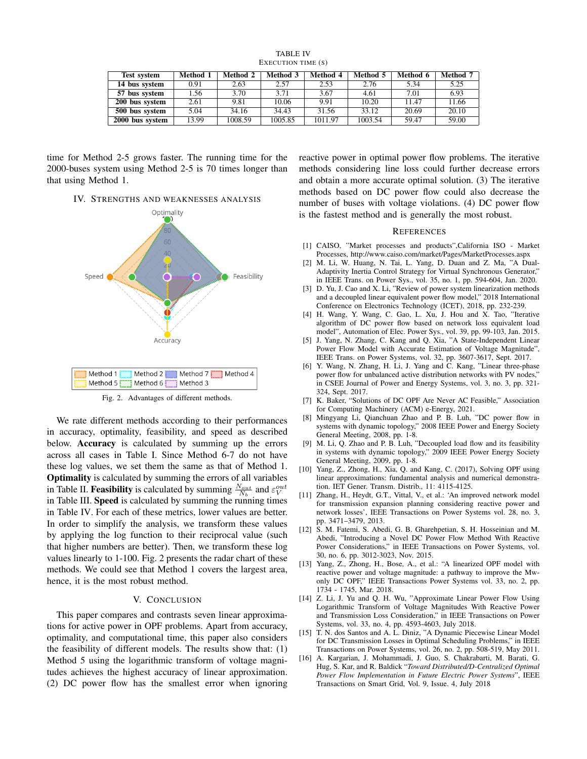TABLE IV
EXECUTION TIME (S)

| Test system | Method 1 | Method 2 | Method 3 | Method 4 | Method 5 | Method 6 | Method 7 |
|---|---|---|---|---|---|---|---|
| 14 bus system | 0.91 | 2.63 | 2.57 | 2.53 | 2.76 | 5.34 | 5.25 |
| 57 bus system | 1.56 | 3.70 | 3.71 | 3.67 | 4.61 | 7.01 | 6.93 |
| 200 bus system | 2.61 | 9.81 | 10.06 | 9.91 | 10.20 | 11.47 | 11.66 |
| 500 bus system | 5.04 | 34.16 | 34.43 | 31.56 | 33.12 | 20.69 | 20.10 |
| 2000 bus system | 13.99 | 1008.59 | 1005.85 | 1011.97 | 1003.54 | 59.47 | 59.00 |

time for Method 2-5 grows faster. The running time for the 2000-buses system using Method 2-5 is 70 times longer than that using Method 1.

## IV. Strengths and Weaknesses Analysis

Optimality
80
60
40
20
Speed
Feasibility
Accuracy
Method 1 Method 2 Method 7 Method 4
Method 5 Method 6 Method 3

Fig. 2. Advantages of different methods.

We rate different methods according to their performances in accuracy, optimality, feasibility, and speed as described below. **Accuracy** is calculated by summing up the errors across all cases in Table I. Since Method 6-7 do not have these log values, we set them the same as that of Method 1. **Optimality** is calculated by summing the errors of all variables in Table II. **Feasibility** is calculated by summing $\frac{N_{out}}{N_b}$ and $\varepsilon_V^{out}$ in Table III. **Speed** is calculated by summing the running times in Table IV. For each of these metrics, lower values are better. In order to simplify the analysis, we transform these values by applying the log function to their reciprocal value (such that higher numbers are better). Then, we transform these log values linearly to 1-100. Fig. 2 presents the radar chart of these methods. We could see that Method 1 covers the largest area, hence, it is the most robust method.

## V. Conclusion

This paper compares and contrasts seven linear approximations for active power in OPF problems. Apart from accuracy, optimality, and computational time, this paper also considers the feasibility of different models. The results show that: (1) Method 5 using the logarithmic transform of voltage magnitudes achieves the highest accuracy of linear approximation. (2) DC power flow has the smallest error when ignoring reactive power in optimal power flow problems. The iterative methods considering line loss could further decrease errors and obtain a more accurate optimal solution. (3) The iterative methods based on DC power flow could also decrease the number of buses with voltage violations. (4) DC power flow is the fastest method and is generally the most robust.

## References

[1] CAISO, "Market processes and products",California ISO - Market Processes, http://www.caiso.com/market/Pages/MarketProcesses.aspx

[2] M. Li, W. Huang, N. Tai, L. Yang, D. Duan and Z. Ma, "A Dual-Adaptivity Inertia Control Strategy for Virtual Synchronous Generator," in IEEE Trans. on Power Sys., vol. 35, no. 1, pp. 594-604, Jan. 2020.

[3] D. Yu, J. Cao and X. Li, "Review of power system linearization methods and a decoupled linear equivalent power flow model," 2018 International Conference on Electronics Technology (ICET), 2018, pp. 232-239.

[4] H. Wang, Y. Wang, C. Gao, L. Xu, J. Hou and X. Tao, "Iterative algorithm of DC power flow based on network loss equivalent load model", Automation of Elec. Power Sys., vol. 39, pp. 99-103, Jan. 2015.

[5] J. Yang, N. Zhang, C. Kang and Q. Xia, "A State-Independent Linear Power Flow Model with Accurate Estimation of Voltage Magnitude", IEEE Trans. on Power Systems, vol. 32, pp. 3607-3617, Sept. 2017.

[6] Y. Wang, N. Zhang, H. Li, J. Yang and C. Kang, "Linear three-phase power flow for unbalanced active distribution networks with PV nodes," in CSEE Journal of Power and Energy Systems, vol. 3, no. 3, pp. 321-324, Sept. 2017.

[7] K. Baker, "Solutions of DC OPF Are Never AC Feasible," Association for Computing Machinery (ACM) e-Energy, 2021.

[8] Mingyang Li, Qianchuan Zhao and P. B. Luh, "DC power flow in systems with dynamic topology," 2008 IEEE Power and Energy Society General Meeting, 2008, pp. 1-8.

[9] M. Li, Q. Zhao and P. B. Luh, "Decoupled load flow and its feasibility in systems with dynamic topology," 2009 IEEE Power Energy Society General Meeting, 2009, pp. 1-8.

[10] Yang, Z., Zhong, H., Xia, Q. and Kang, C. (2017), Solving OPF using linear approximations: fundamental analysis and numerical demonstration. IET Gener. Transm. Distrib., 11: 4115-4125.

[11] Zhang, H., Heydt, G.T., Vittal, V., et al.: 'An improved network model for transmission expansion planning considering reactive power and network losses', IEEE Transactions on Power Systems vol. 28, no. 3, pp. 3471–3479, 2013.

[12] S. M. Fatemi, S. Abedi, G. B. Gharehpetian, S. H. Hosseinian and M. Abedi, "Introducing a Novel DC Power Flow Method With Reactive Power Considerations," in IEEE Transactions on Power Systems, vol. 30, no. 6, pp. 3012-3023, Nov. 2015.

[13] Yang, Z., Zhong, H., Bose, A., et al.: "A linearized OPF model with reactive power and voltage magnitude: a pathway to improve the Mw-only DC OPF," IEEE Transactions Power Systems vol. 33, no. 2, pp. 1734 - 1745, Mar. 2018.

[14] Z. Li, J. Yu and Q. H. Wu, "Approximate Linear Power Flow Using Logarithmic Transform of Voltage Magnitudes With Reactive Power and Transmission Loss Consideration," in IEEE Transactions on Power Systems, vol. 33, no. 4, pp. 4593-4603, July 2018.

[15] T. N. dos Santos and A. L. Diniz, "A Dynamic Piecewise Linear Model for DC Transmission Losses in Optimal Scheduling Problems," in IEEE Transactions on Power Systems, vol. 26, no. 2, pp. 508-519, May 2011.

[16] A. Kargarian, J. Mohammadi, J. Guo, S. Chakrabarti, M. Barati, G. Hug, S. Kar, and R. Baldick "*Toward Distributed/D-Centralized Optimal Power Flow Implementation in Future Electric Power Systems*", IEEE Transactions on Smart Grid, Vol. 9, Issue. 4, July 2018